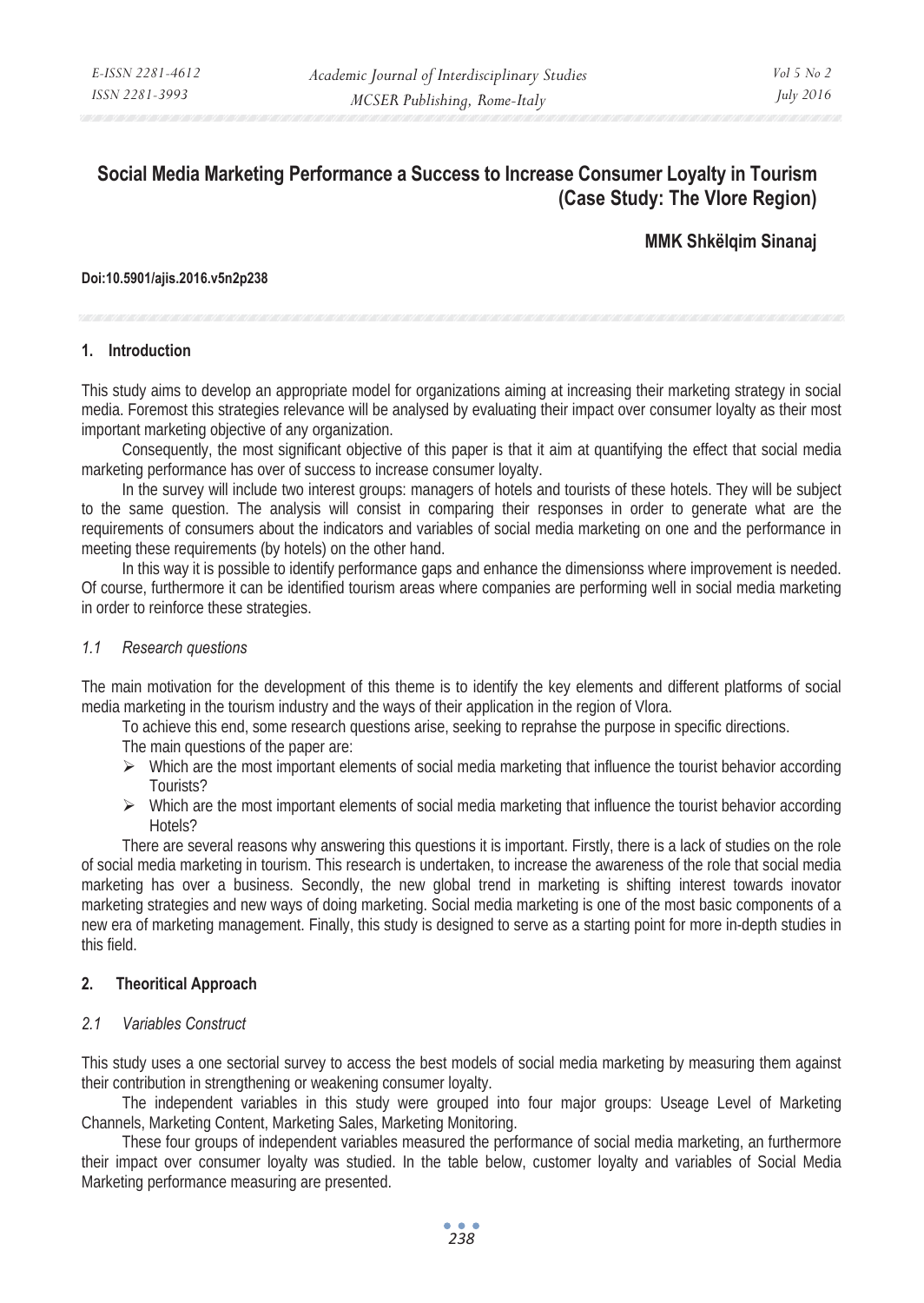# Social Media Marketing Performance a Success to Increase Consumer Loyalty in Tourism (Case Study: The Vlore Region)

**MMK Shkëlqim Sinanaj**

**Doi:10.5901/ajis.2016.v5n2p238**

## 1. Introduction

This study aims to develop an appropriate model for organizations aiming at increasing their marketing strategy in social media. Foremost this strategies relevance will be analysed by evaluating their impact over consumer loyalty as their most important marketing objective of any organization.

Consequently, the most significant objective of this paper is that it aim at quantifying the effect that social media marketing performance has over of success to increase consumer loyalty.

In the survey will include two interest groups: managers of hotels and tourists of these hotels. They will be subject to the same question. The analysis will consist in comparing their responses in order to generate what are the requirements of consumers about the indicators and variables of social media marketing on one and the performance in meeting these requirements (by hotels) on the other hand.

In this way it is possible to identify performance gaps and enhance the dimensionss where improvement is needed. Of course, furthermore it can be identified tourism areas where companies are performing well in social media marketing in order to reinforce these strategies.

### *1.1 Research questions*

The main motivation for the development of this theme is to identify the key elements and different platforms of social media marketing in the tourism industry and the ways of their application in the region of Vlora.

To achieve this end, some research questions arise, seeking to reprahse the purpose in specific directions.

The main questions of the paper are:

- Which are the most important elements of social media marketing that influence the tourist behavior according Tourists?
- Which are the most important elements of social media marketing that influence the tourist behavior according Hotels?

There are several reasons why answering this questions it is important. Firstly, there is a lack of studies on the role of social media marketing in tourism. This research is undertaken, to increase the awareness of the role that social media marketing has over a business. Secondly, the new global trend in marketing is shifting interest towards inovator marketing strategies and new ways of doing marketing. Social media marketing is one of the most basic components of a new era of marketing management. Finally, this study is designed to serve as a starting point for more in-depth studies in this field.

## 2. Theoritical Approach

### *2.1 Variables Construct*

This study uses a one sectorial survey to access the best models of social media marketing by measuring them against their contribution in strengthening or weakening consumer loyalty.

The independent variables in this study were grouped into four major groups: Useage Level of Marketing Channels, Marketing Content, Marketing Sales, Marketing Monitoring.

These four groups of independent variables measured the performance of social media marketing, an furthermore their impact over consumer loyalty was studied. In the table below, customer loyalty and variables of Social Media Marketing performance measuring are presented.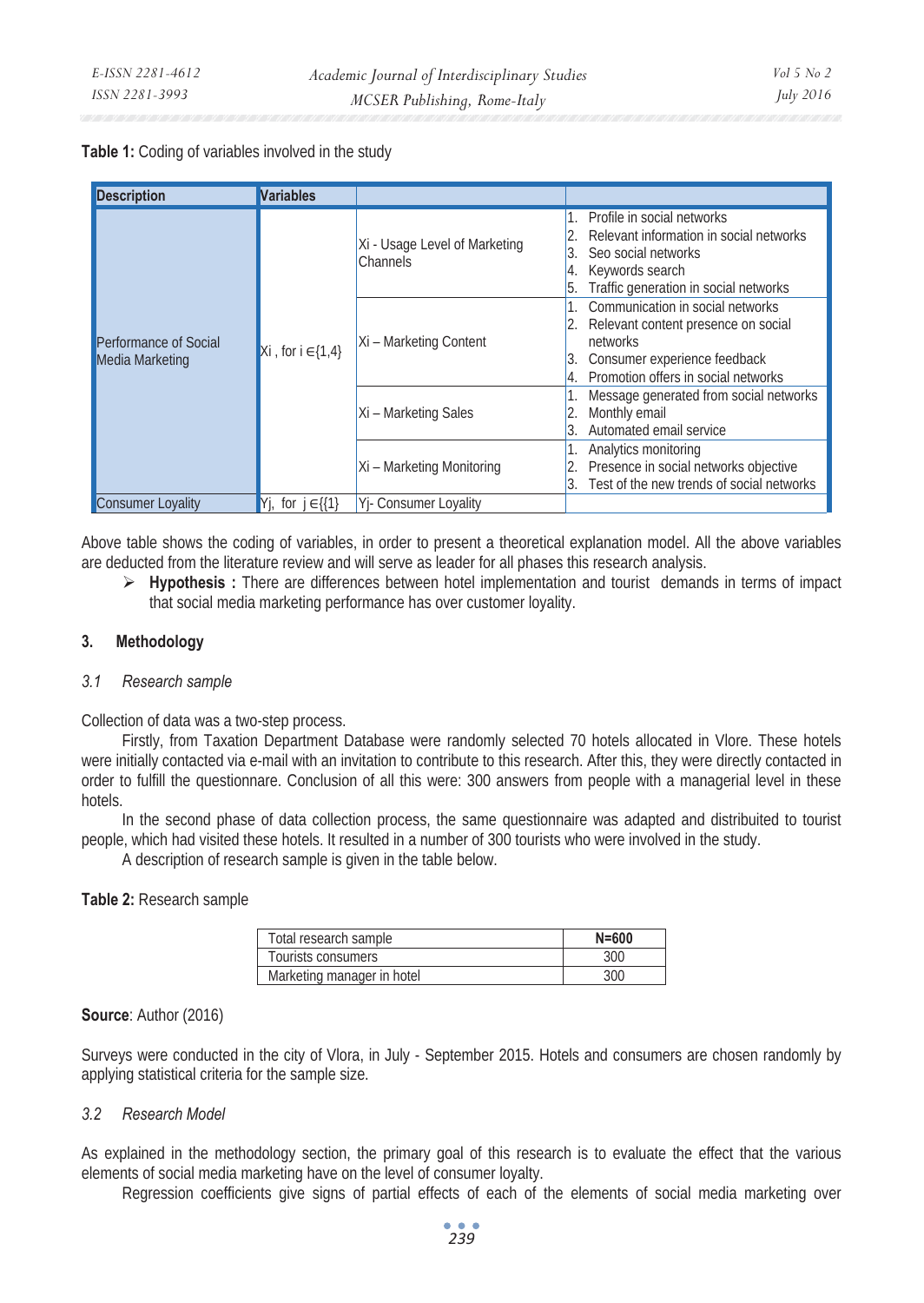**Table 1:** Coding of variables involved in the study

| Description | Variables | | |
|---|---|---|---|
| Performance of Social Media Marketing | Xi , for i ∈{1,4} | Xi - Usage Level of Marketing Channels | 1. Profile in social networks<br>2. Relevant information in social networks<br>3. Seo social networks<br>4. Keywords search<br>5. Traffic generation in social networks |
| | | Xi – Marketing Content | 1. Communication in social networks<br>2. Relevant content presence on social networks<br>3. Consumer experience feedback<br>4. Promotion offers in social networks |
| | | Xi – Marketing Sales | 1. Message generated from social networks<br>2. Monthly email<br>3. Automated email service |
| | | Xi – Marketing Monitoring | 1. Analytics monitoring<br>2. Presence in social networks objective<br>3. Test of the new trends of social networks |
| Consumer Loyality | Yj, for j ∈{{1} | Yj- Consumer Loyality | |

Above table shows the coding of variables, in order to present a theoretical explanation model. All the above variables are deducted from the literature review and will serve as leader for all phases this research analysis.

- **Hypothesis :** There are differences between hotel implementation and tourist demands in terms of impact that social media marketing performance has over customer loyality.

## 3. Methodology

### *3.1 Research sample*

Collection of data was a two-step process.

Firstly, from Taxation Department Database were randomly selected 70 hotels allocated in Vlore. These hotels were initially contacted via e-mail with an invitation to contribute to this research. After this, they were directly contacted in order to fulfill the questionnare. Conclusion of all this were: 300 answers from people with a managerial level in these hotels.

In the second phase of data collection process, the same questionnaire was adapted and distribuited to tourist people, which had visited these hotels. It resulted in a number of 300 tourists who were involved in the study.

A description of research sample is given in the table below.

**Table 2:** Research sample

| Total research sample | N=600 |
|---|---|
| Tourists consumers | 300 |
| Marketing manager in hotel | 300 |

**Source**: Author (2016)

Surveys were conducted in the city of Vlora, in July - September 2015. Hotels and consumers are chosen randomly by applying statistical criteria for the sample size.

### *3.2 Research Model*

As explained in the methodology section, the primary goal of this research is to evaluate the effect that the various elements of social media marketing have on the level of consumer loyalty.

Regression coefficients give signs of partial effects of each of the elements of social media marketing over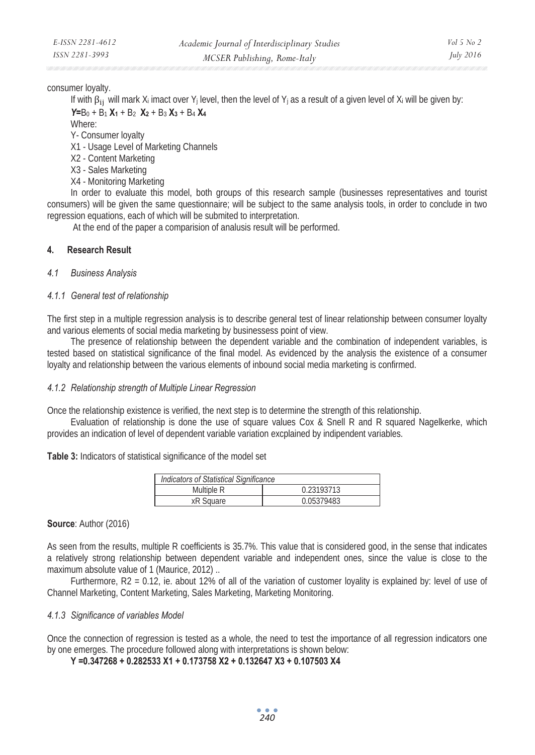consumer loyalty.

If with $\beta_{ij}$ will mark $X_i$ imact over $Y_j$ level, then the level of $Y_j$ as a result of a given level of $X_i$ will be given by:

$Y = B_0 + B_1 \mathbf{X_1} + B_2 \mathbf{X_2} + B_3 \mathbf{X_3} + B_4 \mathbf{X_4}$

Where:

Y- Consumer loyalty

X1 - Usage Level of Marketing Channels

X2 - Content Marketing

X3 - Sales Marketing

X4 - Monitoring Marketing

In order to evaluate this model, both groups of this research sample (businesses representatives and tourist consumers) will be given the same questionnaire; will be subject to the same analysis tools, in order to conclude in two regression equations, each of which will be submited to interpretation.

At the end of the paper a comparision of analusis result will be performed.

## 4. Research Result

### *4.1 Business Analysis*

#### *4.1.1 General test of relationship*

The first step in a multiple regression analysis is to describe general test of linear relationship between consumer loyalty and various elements of social media marketing by businessess point of view.

The presence of relationship between the dependent variable and the combination of independent variables, is tested based on statistical significance of the final model. As evidenced by the analysis the existence of a consumer loyalty and relationship between the various elements of inbound social media marketing is confirmed.

#### *4.1.2 Relationship strength of Multiple Linear Regression*

Once the relationship existence is verified, the next step is to determine the strength of this relationship.

Evaluation of relationship is done the use of square values Cox & Snell R and R squared Nagelkerke, which provides an indication of level of dependent variable variation excplained by indipendent variables.

**Table 3:** Indicators of statistical significance of the model set

| *Indicators of Statistical Significance* | |
|---|---|
| Multiple R | 0.23193713 |
| xR Square | 0.05379483 |

**Source**: Author (2016)

As seen from the results, multiple R coefficients is 35.7%. This value that is considered good, in the sense that indicates a relatively strong relationship between dependent variable and independent ones, since the value is close to the maximum absolute value of 1 (Maurice, 2012) ..

Furthermore, $R2 = 0.12$, ie. about 12% of all of the variation of customer loyality is explained by: level of use of Channel Marketing, Content Marketing, Sales Marketing, Marketing Monitoring.

#### *4.1.3 Significance of variables Model*

Once the connection of regression is tested as a whole, the need to test the importance of all regression indicators one by one emerges. The procedure followed along with interpretations is shown below:

$$\mathbf{Y = 0.347268 + 0.282533\ X1 + 0.173758\ X2 + 0.132647\ X3 + 0.107503\ X4}$$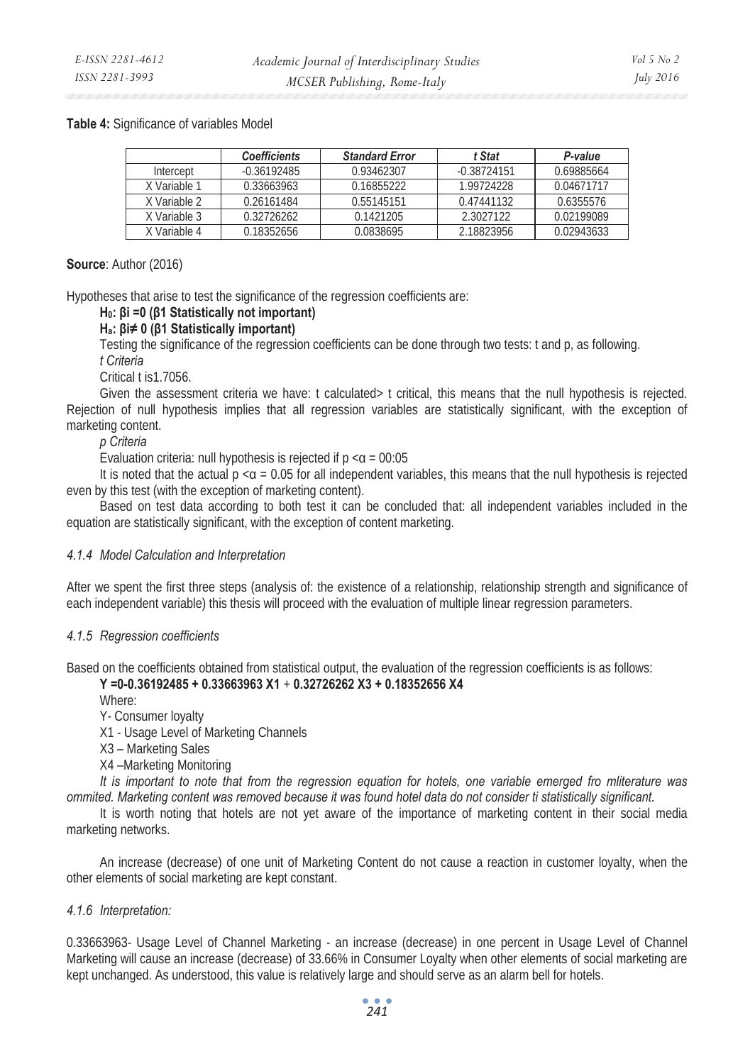**Table 4:** Significance of variables Model

| | *Coefficients* | *Standard Error* | *t Stat* | *P-value* |
|---|---|---|---|---|
| Intercept | -0.36192485 | 0.93462307 | -0.38724151 | 0.69885664 |
| X Variable 1 | 0.33663963 | 0.16855222 | 1.99724228 | 0.04671717 |
| X Variable 2 | 0.26161484 | 0.55145151 | 0.47441132 | 0.6355576 |
| X Variable 3 | 0.32726262 | 0.1421205 | 2.3027122 | 0.02199089 |
| X Variable 4 | 0.18352656 | 0.0838695 | 2.18823956 | 0.02943633 |

**Source**: Author (2016)

Hypotheses that arise to test the significance of the regression coefficients are:

**$H_0$: $\beta i = 0$ ($\beta 1$ Statistically not important)**

**$H_a$: $\beta i \neq 0$ ($\beta 1$ Statistically important)**

Testing the significance of the regression coefficients can be done through two tests: t and p, as following.

*t Criteria*

Critical t is1.7056.

Given the assessment criteria we have: t calculated> t critical, this means that the null hypothesis is rejected. Rejection of null hypothesis implies that all regression variables are statistically significant, with the exception of marketing content.

*p Criteria*

Evaluation criteria: null hypothesis is rejected if $p < \alpha = 00{:}05$

It is noted that the actual $p < \alpha = 0.05$ for all independent variables, this means that the null hypothesis is rejected even by this test (with the exception of marketing content).

Based on test data according to both test it can be concluded that: all independent variables included in the equation are statistically significant, with the exception of content marketing.

### *4.1.4 Model Calculation and Interpretation*

After we spent the first three steps (analysis of: the existence of a relationship, relationship strength and significance of each independent variable) this thesis will proceed with the evaluation of multiple linear regression parameters.

### *4.1.5 Regression coefficients*

Based on the coefficients obtained from statistical output, the evaluation of the regression coefficients is as follows:

$$Y = 0 - 0.36192485 + 0.33663963\, X1 + 0.32726262\, X3 + 0.18352656\, X4$$

Where:

Y- Consumer loyalty

X1 - Usage Level of Marketing Channels

X3 – Marketing Sales

X4 –Marketing Monitoring

*It is important to note that from the regression equation for hotels, one variable emerged fro mliterature was ommited. Marketing content was removed because it was found hotel data do not consider ti statistically significant.*

It is worth noting that hotels are not yet aware of the importance of marketing content in their social media marketing networks.

An increase (decrease) of one unit of Marketing Content do not cause a reaction in customer loyalty, when the other elements of social marketing are kept constant.

### *4.1.6 Interpretation:*

0.33663963- Usage Level of Channel Marketing - an increase (decrease) in one percent in Usage Level of Channel Marketing will cause an increase (decrease) of 33.66% in Consumer Loyalty when other elements of social marketing are kept unchanged. As understood, this value is relatively large and should serve as an alarm bell for hotels.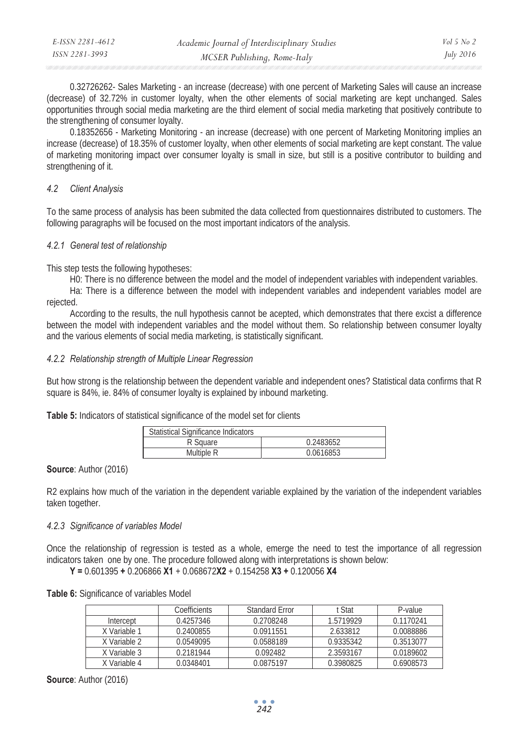0.32726262- Sales Marketing - an increase (decrease) with one percent of Marketing Sales will cause an increase (decrease) of 32.72% in customer loyalty, when the other elements of social marketing are kept unchanged. Sales opportunities through social media marketing are the third element of social media marketing that positively contribute to the strengthening of consumer loyalty.

0.18352656 - Marketing Monitoring - an increase (decrease) with one percent of Marketing Monitoring implies an increase (decrease) of 18.35% of customer loyalty, when other elements of social marketing are kept constant. The value of marketing monitoring impact over consumer loyalty is small in size, but still is a positive contributor to building and strengthening of it.

### *4.2 Client Analysis*

To the same process of analysis has been submited the data collected from questionnaires distributed to customers. The following paragraphs will be focused on the most important indicators of the analysis.

#### *4.2.1 General test of relationship*

This step tests the following hypotheses:

H0: There is no difference between the model and the model of independent variables with independent variables.

Ha: There is a difference between the model with independent variables and independent variables model are rejected.

According to the results, the null hypothesis cannot be acepted, which demonstrates that there excist a difference between the model with independent variables and the model without them. So relationship between consumer loyalty and the various elements of social media marketing, is statistically significant.

#### *4.2.2 Relationship strength of Multiple Linear Regression*

But how strong is the relationship between the dependent variable and independent ones? Statistical data confirms that R square is 84%, ie. 84% of consumer loyalty is explained by inbound marketing.

**Table 5:** Indicators of statistical significance of the model set for clients

| Statistical Significance Indicators | |
|---|---|
| R Square | 0.2483652 |
| Multiple R | 0.0616853 |

**Source**: Author (2016)

R2 explains how much of the variation in the dependent variable explained by the variation of the independent variables taken together.

#### *4.2.3 Significance of variables Model*

Once the relationship of regression is tested as a whole, emerge the need to test the importance of all regression indicators taken one by one. The procedure followed along with interpretations is shown below:

$$\mathbf{Y} = 0.601395 + 0.206866\ \mathbf{X1} + 0.068672\mathbf{X2} + 0.154258\ \mathbf{X3} + 0.120056\ \mathbf{X4}$$

**Table 6:** Significance of variables Model

| | Coefficients | Standard Error | t Stat | P-value |
|---|---|---|---|---|
| Intercept | 0.4257346 | 0.2708248 | 1.5719929 | 0.1170241 |
| X Variable 1 | 0.2400855 | 0.0911551 | 2.633812 | 0.0088886 |
| X Variable 2 | 0.0549095 | 0.0588189 | 0.9335342 | 0.3513077 |
| X Variable 3 | 0.2181944 | 0.092482 | 2.3593167 | 0.0189602 |
| X Variable 4 | 0.0348401 | 0.0875197 | 0.3980825 | 0.6908573 |

**Source**: Author (2016)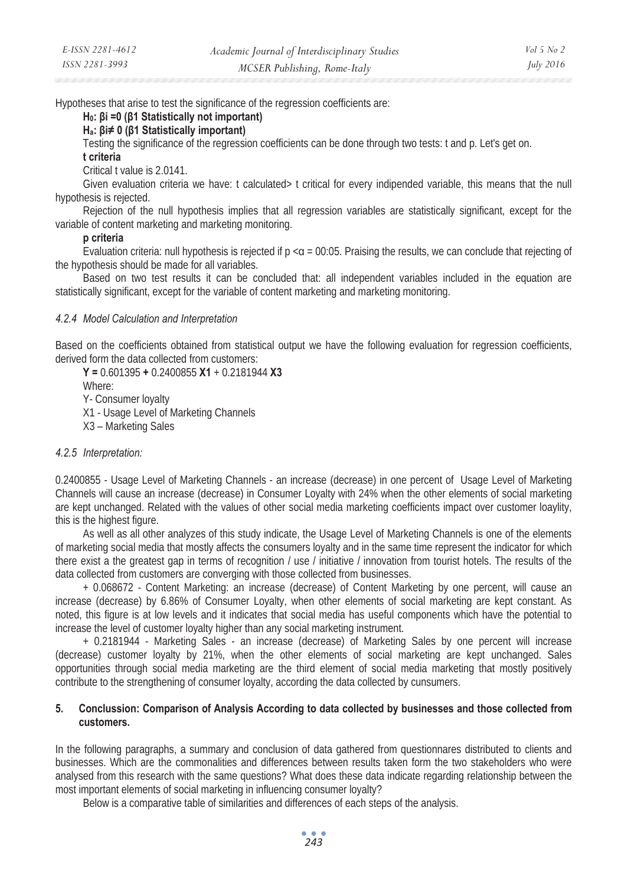Hypotheses that arise to test the significance of the regression coefficients are:

**$H_0$: βi =0 (β1 Statistically not important)**

**$H_a$: βi≠ 0 (β1 Statistically important)**

Testing the significance of the regression coefficients can be done through two tests: t and p. Let's get on.

**t criteria**

Critical t value is 2.0141.

Given evaluation criteria we have: t calculated> t critical for every indipended variable, this means that the null hypothesis is rejected.

Rejection of the null hypothesis implies that all regression variables are statistically significant, except for the variable of content marketing and marketing monitoring.

**p criteria**

Evaluation criteria: null hypothesis is rejected if p <α = 00:05. Praising the results, we can conclude that rejecting of the hypothesis should be made for all variables.

Based on two test results it can be concluded that: all independent variables included in the equation are statistically significant, except for the variable of content marketing and marketing monitoring.

### *4.2.4 Model Calculation and Interpretation*

Based on the coefficients obtained from statistical output we have the following evaluation for regression coefficients, derived form the data collected from customers:

**Y =** 0.601395 **+** 0.2400855 **X1** + 0.2181944 **X3**

Where:

Y- Consumer loyalty

X1 - Usage Level of Marketing Channels

X3 – Marketing Sales

### *4.2.5 Interpretation:*

0.2400855 - Usage Level of Marketing Channels - an increase (decrease) in one percent of Usage Level of Marketing Channels will cause an increase (decrease) in Consumer Loyalty with 24% when the other elements of social marketing are kept unchanged. Related with the values of other social media marketing coefficients impact over customer loaylity, this is the highest figure.

As well as all other analyzes of this study indicate, the Usage Level of Marketing Channels is one of the elements of marketing social media that mostly affects the consumers loyalty and in the same time represent the indicator for which there exist a the greatest gap in terms of recognition / use / initiative / innovation from tourist hotels. The results of the data collected from customers are converging with those collected from businesses.

+ 0.068672 - Content Marketing: an increase (decrease) of Content Marketing by one percent, will cause an increase (decrease) by 6.86% of Consumer Loyalty, when other elements of social marketing are kept constant. As noted, this figure is at low levels and it indicates that social media has useful components which have the potential to increase the level of customer loyalty higher than any social marketing instrument.

+ 0.2181944 - Marketing Sales - an increase (decrease) of Marketing Sales by one percent will increase (decrease) customer loyalty by 21%, when the other elements of social marketing are kept unchanged. Sales opportunities through social media marketing are the third element of social media marketing that mostly positively contribute to the strengthening of consumer loyalty, according the data collected by cunsumers.

## 5. Conclussion: Comparison of Analysis According to data collected by businesses and those collected from customers.

In the following paragraphs, a summary and conclusion of data gathered from questionnares distributed to clients and businesses. Which are the commonalities and differences between results taken form the two stakeholders who were analysed from this research with the same questions? What does these data indicate regarding relationship between the most important elements of social marketing in influencing consumer loyalty?

Below is a comparative table of similarities and differences of each steps of the analysis.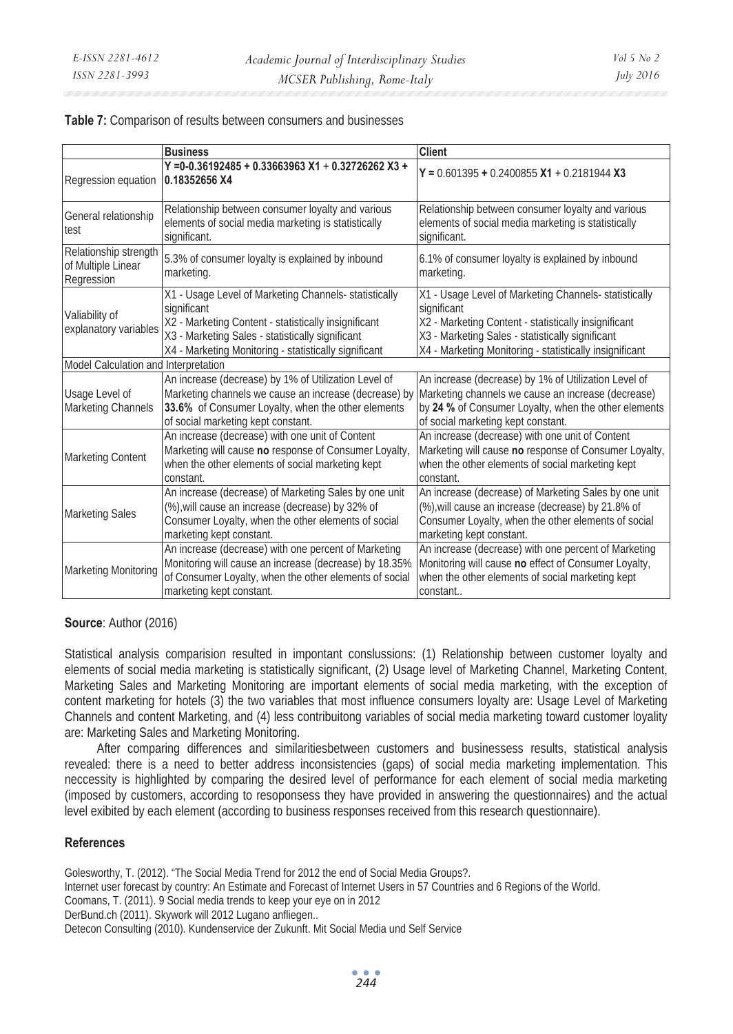**Table 7:** Comparison of results between consumers and businesses

| | **Business** | **Client** |
|---|---|---|
| Regression equation | **Y =0-0.36192485 + 0.33663963 X1** + **0.32726262 X3 + 0.18352656 X4** | **Y =** 0.601395 **+** 0.2400855 **X1** + 0.2181944 **X3** |
| General relationship test | Relationship between consumer loyalty and various elements of social media marketing is statistically significant. | Relationship between consumer loyalty and various elements of social media marketing is statistically significant. |
| Relationship strength of Multiple Linear Regression | 5.3% of consumer loyalty is explained by inbound marketing. | 6.1% of consumer loyalty is explained by inbound marketing. |
| Valiability of explanatory variables | X1 - Usage Level of Marketing Channels- statistically significant<br>X2 - Marketing Content - statistically insignificant<br>X3 - Marketing Sales - statistically significant<br>X4 - Marketing Monitoring - statistically significant | X1 - Usage Level of Marketing Channels- statistically significant<br>X2 - Marketing Content - statistically insignificant<br>X3 - Marketing Sales - statistically significant<br>X4 - Marketing Monitoring - statistically insignificant |
| Model Calculation and Interpretation | | |
| Usage Level of Marketing Channels | An increase (decrease) by 1% of Utilization Level of Marketing channels we cause an increase (decrease) by **33.6%** of Consumer Loyalty, when the other elements of social marketing kept constant. | An increase (decrease) by 1% of Utilization Level of Marketing channels we cause an increase (decrease) by **24 %** of Consumer Loyalty, when the other elements of social marketing kept constant. |
| Marketing Content | An increase (decrease) with one unit of Content Marketing will cause **no** response of Consumer Loyalty, when the other elements of social marketing kept constant. | An increase (decrease) with one unit of Content Marketing will cause **no** response of Consumer Loyalty, when the other elements of social marketing kept constant. |
| Marketing Sales | An increase (decrease) of Marketing Sales by one unit (%),will cause an increase (decrease) by 32% of Consumer Loyalty, when the other elements of social marketing kept constant. | An increase (decrease) of Marketing Sales by one unit (%),will cause an increase (decrease) by 21.8% of Consumer Loyalty, when the other elements of social marketing kept constant. |
| Marketing Monitoring | An increase (decrease) with one percent of Marketing Monitoring will cause an increase (decrease) by 18.35% of Consumer Loyalty, when the other elements of social marketing kept constant. | An increase (decrease) with one percent of Marketing Monitoring will cause **no** effect of Consumer Loyalty, when the other elements of social marketing kept constant.. |

**Source**: Author (2016)

Statistical analysis comparision resulted in impontant conslussions: (1) Relationship between customer loyalty and elements of social media marketing is statistically significant, (2) Usage level of Marketing Channel, Marketing Content, Marketing Sales and Marketing Monitoring are important elements of social media marketing, with the exception of content marketing for hotels (3) the two variables that most influence consumers loyalty are: Usage Level of Marketing Channels and content Marketing, and (4) less contribuitong variables of social media marketing toward customer loyality are: Marketing Sales and Marketing Monitoring.

After comparing differences and similaritiesbetween customers and businessess results, statistical analysis revealed: there is a need to better address inconsistencies (gaps) of social media marketing implementation. This neccessity is highlighted by comparing the desired level of performance for each element of social media marketing (imposed by customers, according to resoponsess they have provided in answering the questionnaires) and the actual level exibited by each element (according to business responses received from this research questionnaire).

## References

Golesworthy, T. (2012). "The Social Media Trend for 2012 the end of Social Media Groups?.

Internet user forecast by country: An Estimate and Forecast of Internet Users in 57 Countries and 6 Regions of the World.

Coomans, T. (2011). 9 Social media trends to keep your eye on in 2012

DerBund.ch (2011). Skywork will 2012 Lugano anfliegen..

Detecon Consulting (2010). Kundenservice der Zukunft. Mit Social Media und Self Service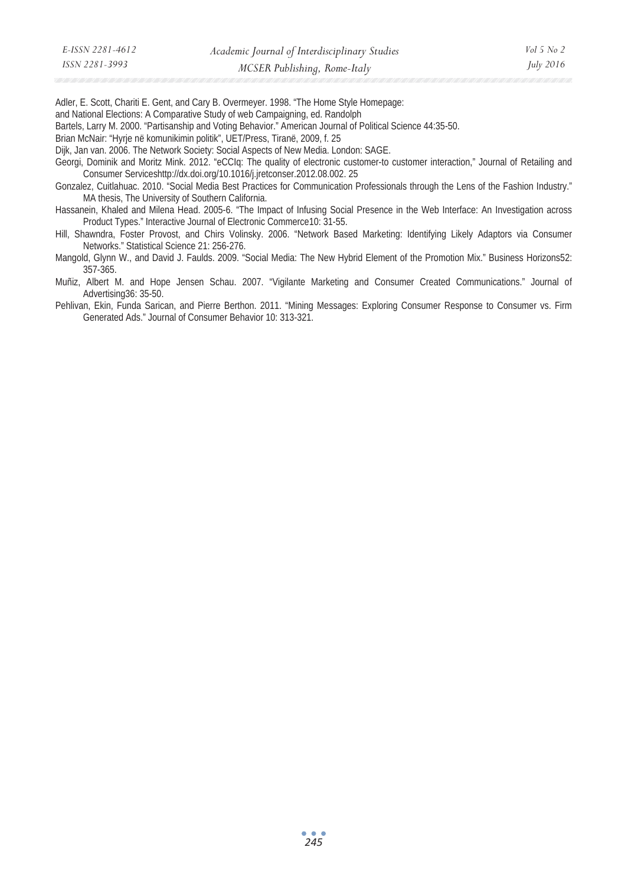Adler, E. Scott, Chariti E. Gent, and Cary B. Overmeyer. 1998. "The Home Style Homepage:

and National Elections: A Comparative Study of web Campaigning, ed. Randolph

Bartels, Larry M. 2000. "Partisanship and Voting Behavior." American Journal of Political Science 44:35-50.

Brian McNair: "Hyrje në komunikimin politik", UET/Press, Tiranë, 2009, f. 25

Dijk, Jan van. 2006. The Network Society: Social Aspects of New Media. London: SAGE.

Georgi, Dominik and Moritz Mink. 2012. "eCCIq: The quality of electronic customer-to customer interaction," Journal of Retailing and Consumer Serviceshttp://dx.doi.org/10.1016/j.jretconser.2012.08.002. 25

Gonzalez, Cuitlahuac. 2010. "Social Media Best Practices for Communication Professionals through the Lens of the Fashion Industry." MA thesis, The University of Southern California.

Hassanein, Khaled and Milena Head. 2005-6. "The Impact of Infusing Social Presence in the Web Interface: An Investigation across Product Types." Interactive Journal of Electronic Commerce10: 31-55.

Hill, Shawndra, Foster Provost, and Chirs Volinsky. 2006. "Network Based Marketing: Identifying Likely Adaptors via Consumer Networks." Statistical Science 21: 256-276.

Mangold, Glynn W., and David J. Faulds. 2009. "Social Media: The New Hybrid Element of the Promotion Mix." Business Horizons52: 357-365.

Muñiz, Albert M. and Hope Jensen Schau. 2007. "Vigilante Marketing and Consumer Created Communications." Journal of Advertising36: 35-50.

Pehlivan, Ekin, Funda Sarican, and Pierre Berthon. 2011. "Mining Messages: Exploring Consumer Response to Consumer vs. Firm Generated Ads." Journal of Consumer Behavior 10: 313-321.